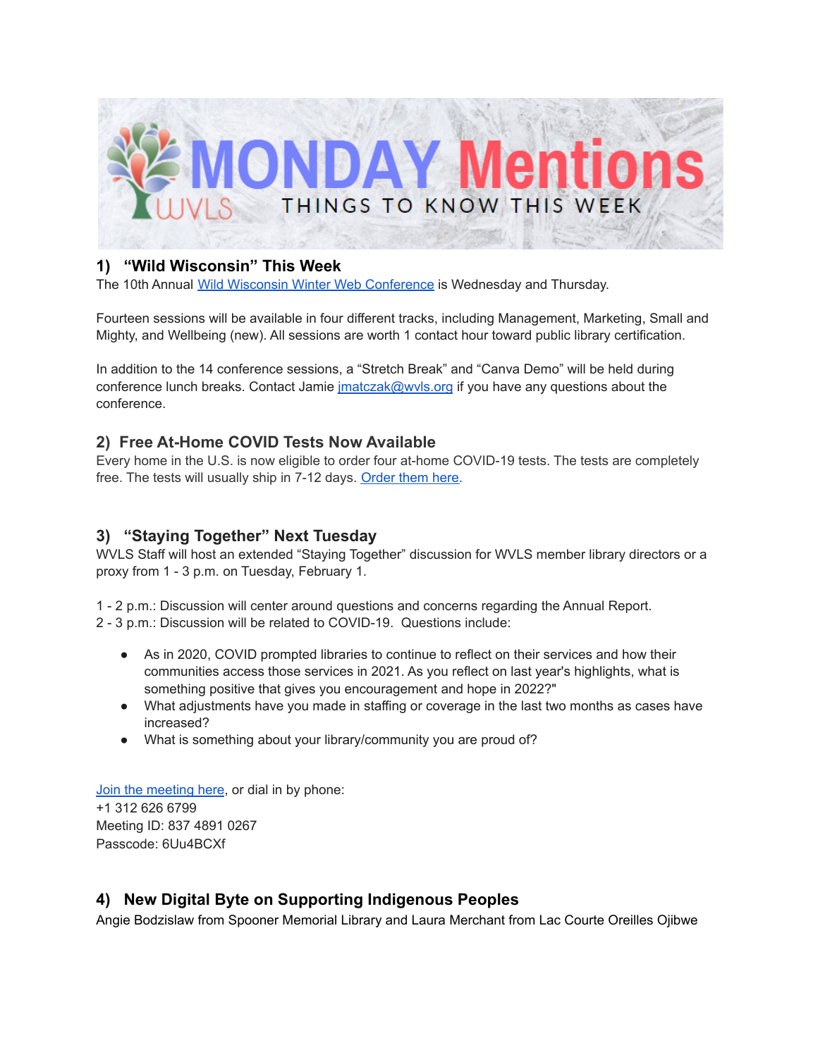# MONDAY Mentions

WVLS

THINGS TO KNOW THIS WEEK

## 1) "Wild Wisconsin" This Week

The 10th Annual Wild Wisconsin Winter Web Conference is Wednesday and Thursday.

Fourteen sessions will be available in four different tracks, including Management, Marketing, Small and Mighty, and Wellbeing (new). All sessions are worth 1 contact hour toward public library certification.

In addition to the 14 conference sessions, a "Stretch Break" and "Canva Demo" will be held during conference lunch breaks. Contact Jamie jmatczak@wvls.org if you have any questions about the conference.

## 2) Free At-Home COVID Tests Now Available

Every home in the U.S. is now eligible to order four at-home COVID-19 tests. The tests are completely free. The tests will usually ship in 7-12 days. Order them here.

## 3) "Staying Together" Next Tuesday

WVLS Staff will host an extended "Staying Together" discussion for WVLS member library directors or a proxy from 1 - 3 p.m. on Tuesday, February 1.

1 - 2 p.m.: Discussion will center around questions and concerns regarding the Annual Report.
2 - 3 p.m.: Discussion will be related to COVID-19. Questions include:

- As in 2020, COVID prompted libraries to continue to reflect on their services and how their communities access those services in 2021. As you reflect on last year's highlights, what is something positive that gives you encouragement and hope in 2022?"
- What adjustments have you made in staffing or coverage in the last two months as cases have increased?
- What is something about your library/community you are proud of?

Join the meeting here, or dial in by phone:
+1 312 626 6799
Meeting ID: 837 4891 0267
Passcode: 6Uu4BCXf

## 4) New Digital Byte on Supporting Indigenous Peoples

Angie Bodzislaw from Spooner Memorial Library and Laura Merchant from Lac Courte Oreilles Ojibwe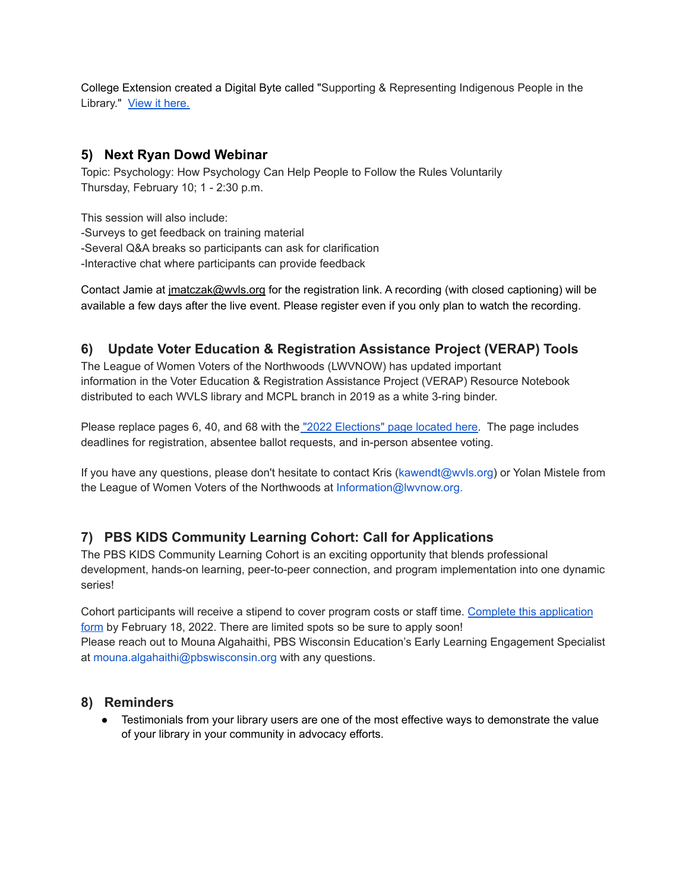College Extension created a Digital Byte called "Supporting & Representing Indigenous People in the Library." View it here.

## 5) Next Ryan Dowd Webinar

Topic: Psychology: How Psychology Can Help People to Follow the Rules Voluntarily
Thursday, February 10; 1 - 2:30 p.m.

This session will also include:
-Surveys to get feedback on training material
-Several Q&A breaks so participants can ask for clarification
-Interactive chat where participants can provide feedback

Contact Jamie at jmatczak@wvls.org for the registration link. A recording (with closed captioning) will be available a few days after the live event. Please register even if you only plan to watch the recording.

## 6) Update Voter Education & Registration Assistance Project (VERAP) Tools

The League of Women Voters of the Northwoods (LWVNOW) has updated important information in the Voter Education & Registration Assistance Project (VERAP) Resource Notebook distributed to each WVLS library and MCPL branch in 2019 as a white 3-ring binder.

Please replace pages 6, 40, and 68 with the "2022 Elections" page located here. The page includes deadlines for registration, absentee ballot requests, and in-person absentee voting.

If you have any questions, please don't hesitate to contact Kris (kawendt@wvls.org) or Yolan Mistele from the League of Women Voters of the Northwoods at Information@lwvnow.org.

## 7) PBS KIDS Community Learning Cohort: Call for Applications

The PBS KIDS Community Learning Cohort is an exciting opportunity that blends professional development, hands-on learning, peer-to-peer connection, and program implementation into one dynamic series!

Cohort participants will receive a stipend to cover program costs or staff time. Complete this application form by February 18, 2022. There are limited spots so be sure to apply soon!
Please reach out to Mouna Algahaithi, PBS Wisconsin Education's Early Learning Engagement Specialist at mouna.algahaithi@pbswisconsin.org with any questions.

## 8) Reminders

- Testimonials from your library users are one of the most effective ways to demonstrate the value of your library in your community in advocacy efforts.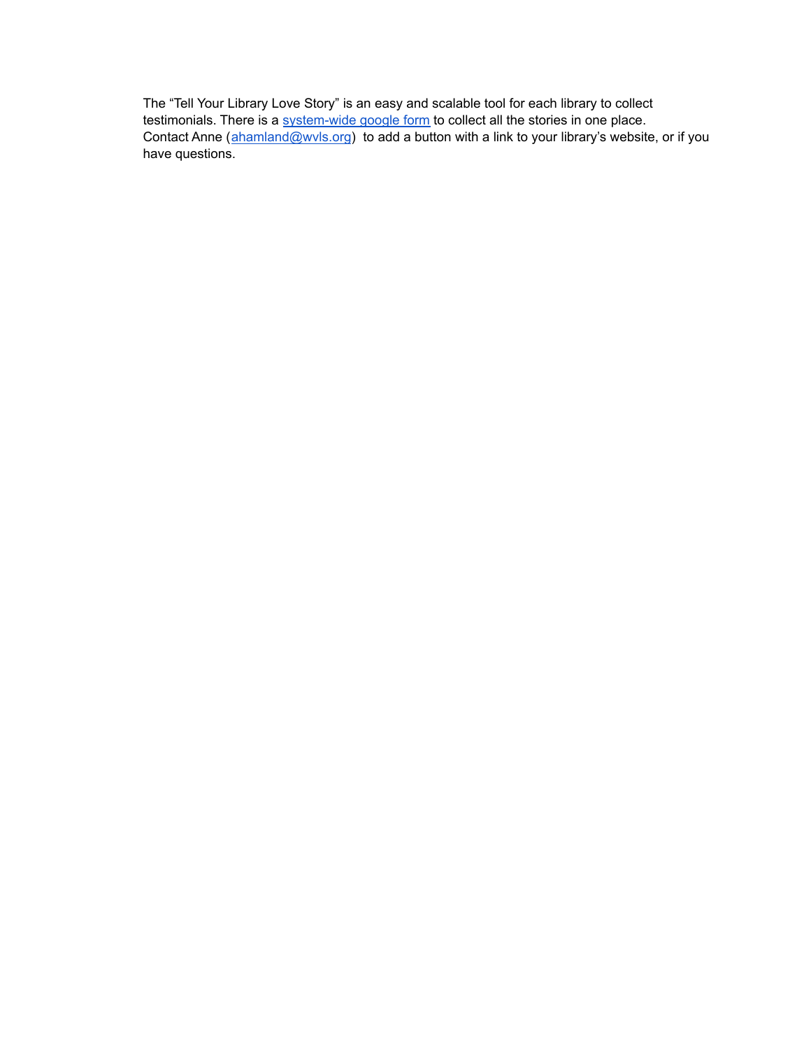The "Tell Your Library Love Story" is an easy and scalable tool for each library to collect testimonials. There is a system-wide google form to collect all the stories in one place.
Contact Anne (ahamland@wvls.org) to add a button with a link to your library's website, or if you have questions.